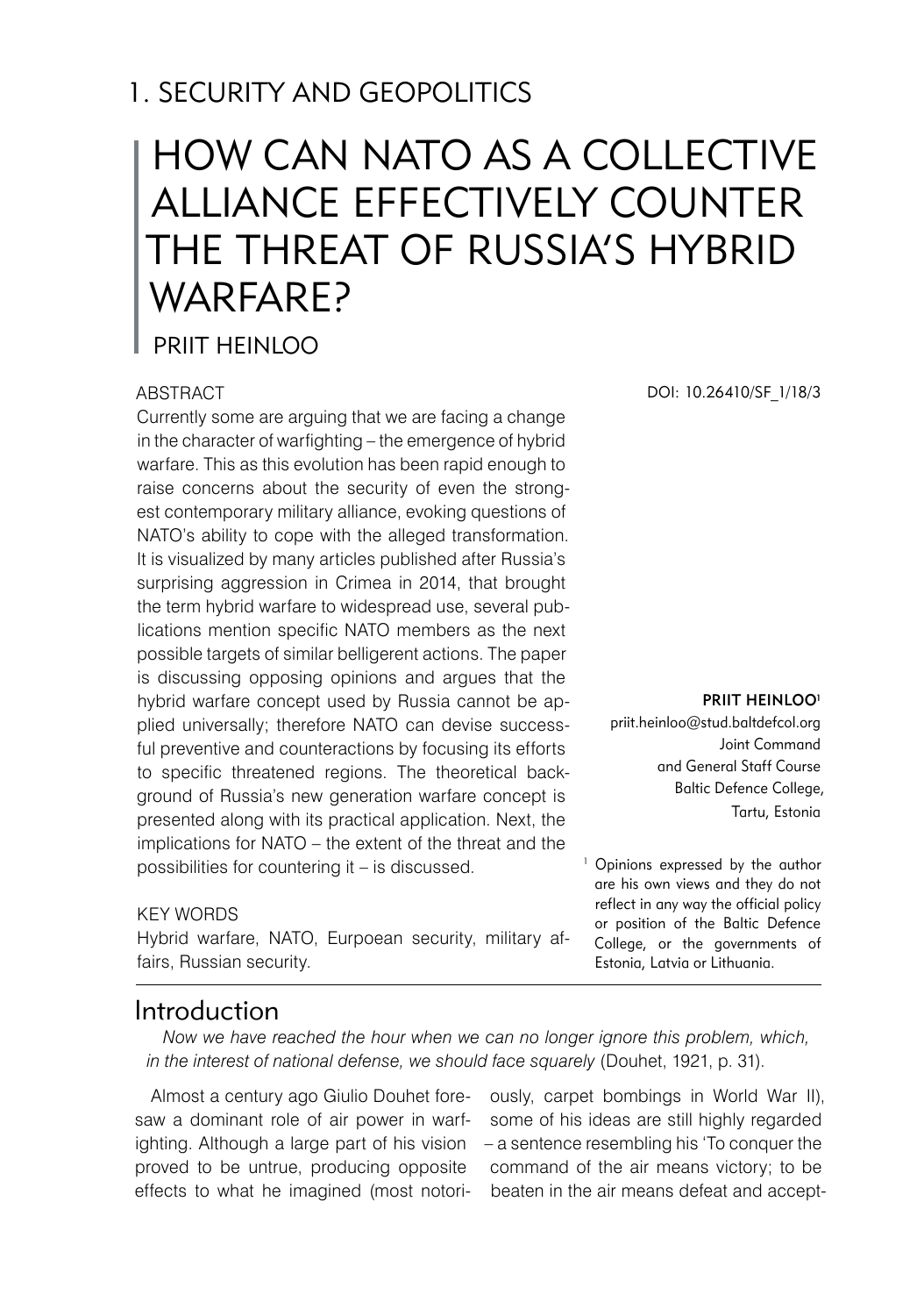## 1. SECURITY AND GEOPOLITICS

# HOW CAN NATO AS A COLLECTIVE ALLIANCE EFFECTIVELY COUNTER THE THREAT OF RUSSIA'S HYBRID WARFARE?

PRIIT HEINLOO

DOI: 10.26410/SF_1/18/3

**PRIIT HEINLOO**[1]
priit.heinloo@stud.baltdefcol.org
Joint Command and General Staff Course
Baltic Defence College,
Tartu, Estonia

### ABSTRACT

Currently some are arguing that we are facing a change in the character of warfighting – the emergence of hybrid warfare. This as this evolution has been rapid enough to raise concerns about the security of even the strongest contemporary military alliance, evoking questions of NATO's ability to cope with the alleged transformation. It is visualized by many articles published after Russia's surprising aggression in Crimea in 2014, that brought the term hybrid warfare to widespread use, several publications mention specific NATO members as the next possible targets of similar belligerent actions. The paper is discussing opposing opinions and argues that the hybrid warfare concept used by Russia cannot be applied universally; therefore NATO can devise successful preventive and counteractions by focusing its efforts to specific threatened regions. The theoretical background of Russia's new generation warfare concept is presented along with its practical application. Next, the implications for NATO – the extent of the threat and the possibilities for countering it – is discussed.

### KEY WORDS

Hybrid warfare, NATO, Eurpoean security, military affairs, Russian security.

[1] Opinions expressed by the author are his own views and they do not reflect in any way the official policy or position of the Baltic Defence College, or the governments of Estonia, Latvia or Lithuania.

## Introduction

*Now we have reached the hour when we can no longer ignore this problem, which, in the interest of national defense, we should face squarely* (Douhet, 1921, p. 31).

Almost a century ago Giulio Douhet foresaw a dominant role of air power in warfighting. Although a large part of his vision proved to be untrue, producing opposite effects to what he imagined (most notoriously, carpet bombings in World War II), some of his ideas are still highly regarded – a sentence resembling his 'To conquer the command of the air means victory; to be beaten in the air means defeat and accept-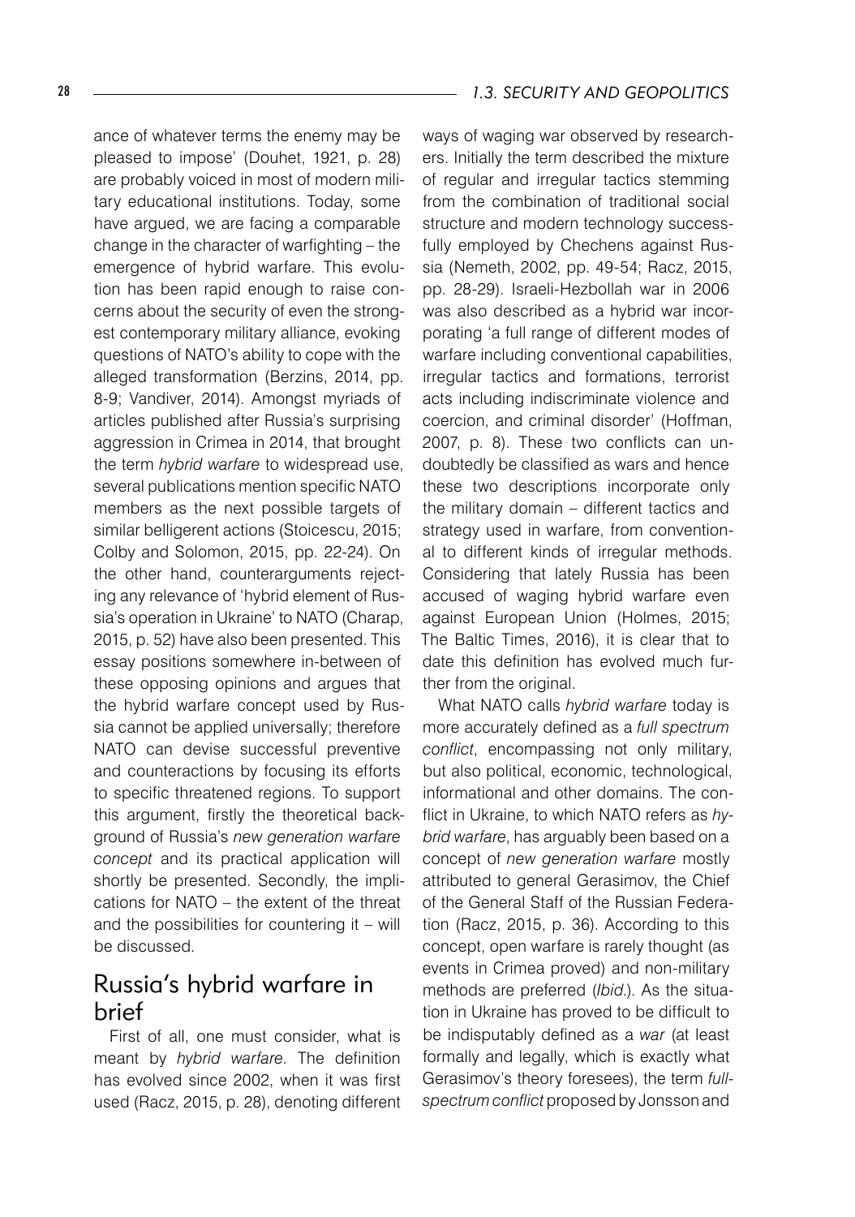ance of whatever terms the enemy may be pleased to impose' (Douhet, 1921, p. 28) are probably voiced in most of modern military educational institutions. Today, some have argued, we are facing a comparable change in the character of warfighting – the emergence of hybrid warfare. This evolution has been rapid enough to raise concerns about the security of even the strongest contemporary military alliance, evoking questions of NATO's ability to cope with the alleged transformation (Berzins, 2014, pp. 8-9; Vandiver, 2014). Amongst myriads of articles published after Russia's surprising aggression in Crimea in 2014, that brought the term *hybrid warfare* to widespread use, several publications mention specific NATO members as the next possible targets of similar belligerent actions (Stoicescu, 2015; Colby and Solomon, 2015, pp. 22-24). On the other hand, counterarguments rejecting any relevance of 'hybrid element of Russia's operation in Ukraine' to NATO (Charap, 2015, p. 52) have also been presented. This essay positions somewhere in-between of these opposing opinions and argues that the hybrid warfare concept used by Russia cannot be applied universally; therefore NATO can devise successful preventive and counteractions by focusing its efforts to specific threatened regions. To support this argument, firstly the theoretical background of Russia's *new generation warfare concept* and its practical application will shortly be presented. Secondly, the implications for NATO – the extent of the threat and the possibilities for countering it – will be discussed.

## Russia's hybrid warfare in brief

First of all, one must consider, what is meant by *hybrid warfare*. The definition has evolved since 2002, when it was first used (Racz, 2015, p. 28), denoting different ways of waging war observed by researchers. Initially the term described the mixture of regular and irregular tactics stemming from the combination of traditional social structure and modern technology successfully employed by Chechens against Russia (Nemeth, 2002, pp. 49-54; Racz, 2015, pp. 28-29). Israeli-Hezbollah war in 2006 was also described as a hybrid war incorporating 'a full range of different modes of warfare including conventional capabilities, irregular tactics and formations, terrorist acts including indiscriminate violence and coercion, and criminal disorder' (Hoffman, 2007, p. 8). These two conflicts can undoubtedly be classified as wars and hence these two descriptions incorporate only the military domain – different tactics and strategy used in warfare, from conventional to different kinds of irregular methods. Considering that lately Russia has been accused of waging hybrid warfare even against European Union (Holmes, 2015; The Baltic Times, 2016), it is clear that to date this definition has evolved much further from the original.

What NATO calls *hybrid warfare* today is more accurately defined as a *full spectrum conflict*, encompassing not only military, but also political, economic, technological, informational and other domains. The conflict in Ukraine, to which NATO refers as *hybrid warfare*, has arguably been based on a concept of *new generation warfare* mostly attributed to general Gerasimov, the Chief of the General Staff of the Russian Federation (Racz, 2015, p. 36). According to this concept, open warfare is rarely thought (as events in Crimea proved) and non-military methods are preferred (*Ibid*.). As the situation in Ukraine has proved to be difficult to be indisputably defined as a *war* (at least formally and legally, which is exactly what Gerasimov's theory foresees), the term *full-spectrum conflict* proposed by Jonsson and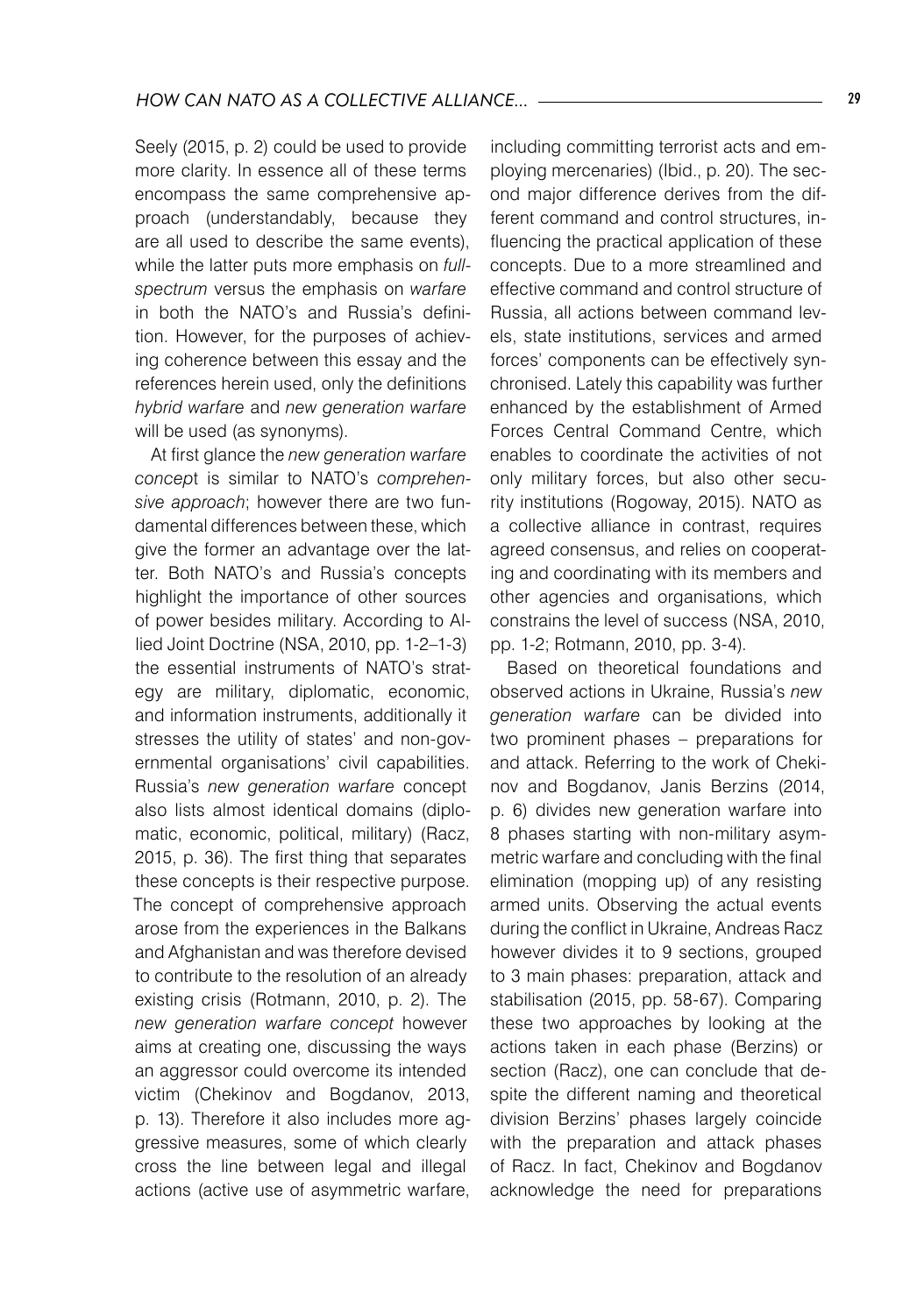Seely (2015, p. 2) could be used to provide more clarity. In essence all of these terms encompass the same comprehensive approach (understandably, because they are all used to describe the same events), while the latter puts more emphasis on *full-spectrum* versus the emphasis on *warfare* in both the NATO's and Russia's definition. However, for the purposes of achieving coherence between this essay and the references herein used, only the definitions *hybrid warfare* and *new generation warfare* will be used (as synonyms).

At first glance the *new generation warfare concep*t is similar to NATO's *comprehensive approach*; however there are two fundamental differences between these, which give the former an advantage over the latter. Both NATO's and Russia's concepts highlight the importance of other sources of power besides military. According to Allied Joint Doctrine (NSA, 2010, pp. 1-2–1-3) the essential instruments of NATO's strategy are military, diplomatic, economic, and information instruments, additionally it stresses the utility of states' and non-governmental organisations' civil capabilities. Russia's *new generation warfare* concept also lists almost identical domains (diplomatic, economic, political, military) (Racz, 2015, p. 36). The first thing that separates these concepts is their respective purpose. The concept of comprehensive approach arose from the experiences in the Balkans and Afghanistan and was therefore devised to contribute to the resolution of an already existing crisis (Rotmann, 2010, p. 2). The *new generation warfare concept* however aims at creating one, discussing the ways an aggressor could overcome its intended victim (Chekinov and Bogdanov, 2013, p. 13). Therefore it also includes more aggressive measures, some of which clearly cross the line between legal and illegal actions (active use of asymmetric warfare, including committing terrorist acts and employing mercenaries) (Ibid., p. 20). The second major difference derives from the different command and control structures, influencing the practical application of these concepts. Due to a more streamlined and effective command and control structure of Russia, all actions between command levels, state institutions, services and armed forces' components can be effectively synchronised. Lately this capability was further enhanced by the establishment of Armed Forces Central Command Centre, which enables to coordinate the activities of not only military forces, but also other security institutions (Rogoway, 2015). NATO as a collective alliance in contrast, requires agreed consensus, and relies on cooperating and coordinating with its members and other agencies and organisations, which constrains the level of success (NSA, 2010, pp. 1-2; Rotmann, 2010, pp. 3-4).

Based on theoretical foundations and observed actions in Ukraine, Russia's *new generation warfare* can be divided into two prominent phases – preparations for and attack. Referring to the work of Chekinov and Bogdanov, Janis Berzins (2014, p. 6) divides new generation warfare into 8 phases starting with non-military asymmetric warfare and concluding with the final elimination (mopping up) of any resisting armed units. Observing the actual events during the conflict in Ukraine, Andreas Racz however divides it to 9 sections, grouped to 3 main phases: preparation, attack and stabilisation (2015, pp. 58-67). Comparing these two approaches by looking at the actions taken in each phase (Berzins) or section (Racz), one can conclude that despite the different naming and theoretical division Berzins' phases largely coincide with the preparation and attack phases of Racz. In fact, Chekinov and Bogdanov acknowledge the need for preparations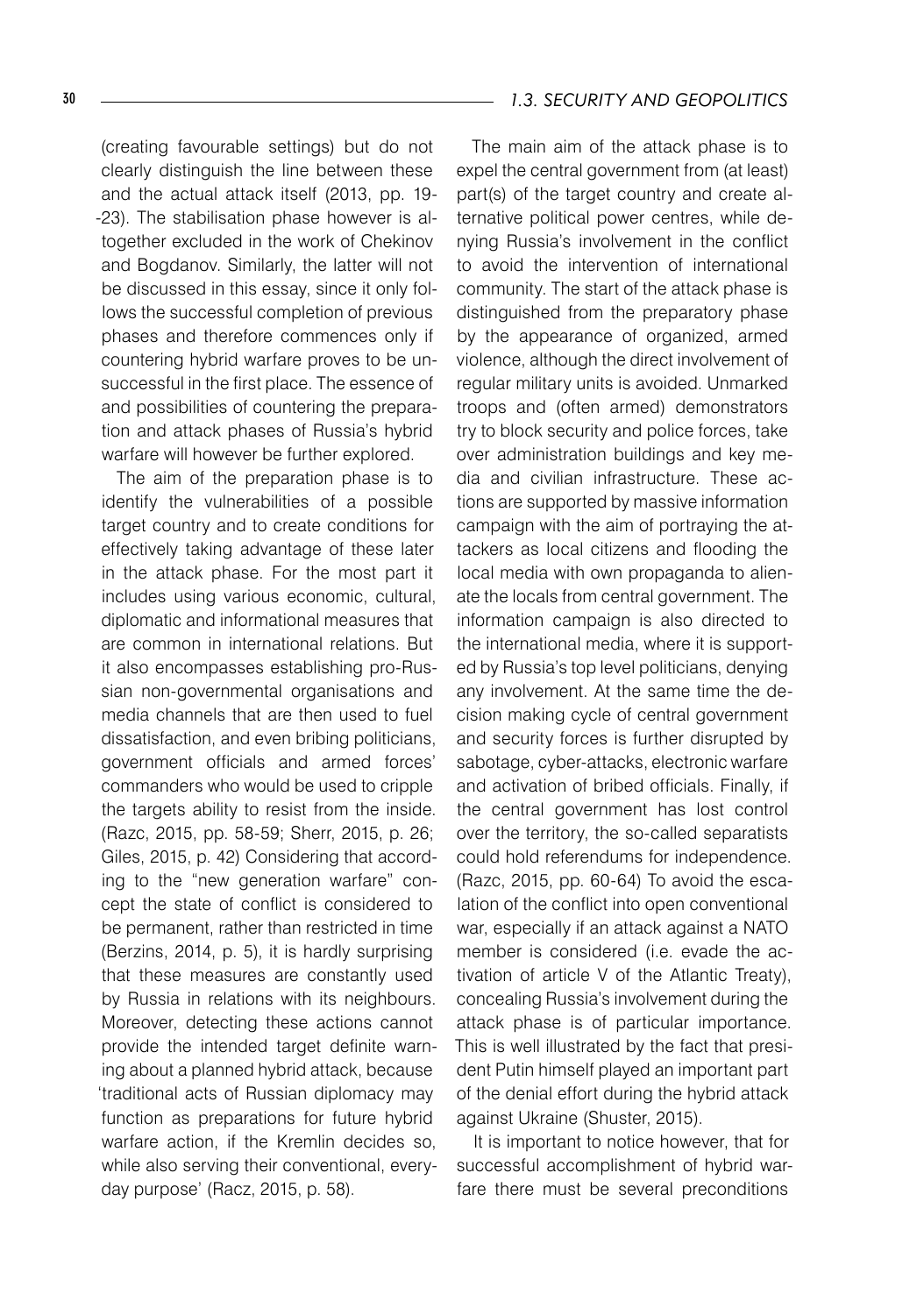(creating favourable settings) but do not clearly distinguish the line between these and the actual attack itself (2013, pp. 19--23). The stabilisation phase however is altogether excluded in the work of Chekinov and Bogdanov. Similarly, the latter will not be discussed in this essay, since it only follows the successful completion of previous phases and therefore commences only if countering hybrid warfare proves to be unsuccessful in the first place. The essence of and possibilities of countering the preparation and attack phases of Russia's hybrid warfare will however be further explored.

The aim of the preparation phase is to identify the vulnerabilities of a possible target country and to create conditions for effectively taking advantage of these later in the attack phase. For the most part it includes using various economic, cultural, diplomatic and informational measures that are common in international relations. But it also encompasses establishing pro-Russian non-governmental organisations and media channels that are then used to fuel dissatisfaction, and even bribing politicians, government officials and armed forces' commanders who would be used to cripple the targets ability to resist from the inside. (Razc, 2015, pp. 58-59; Sherr, 2015, p. 26; Giles, 2015, p. 42) Considering that according to the "new generation warfare" concept the state of conflict is considered to be permanent, rather than restricted in time (Berzins, 2014, p. 5), it is hardly surprising that these measures are constantly used by Russia in relations with its neighbours. Moreover, detecting these actions cannot provide the intended target definite warning about a planned hybrid attack, because 'traditional acts of Russian diplomacy may function as preparations for future hybrid warfare action, if the Kremlin decides so, while also serving their conventional, everyday purpose' (Racz, 2015, p. 58).

The main aim of the attack phase is to expel the central government from (at least) part(s) of the target country and create alternative political power centres, while denying Russia's involvement in the conflict to avoid the intervention of international community. The start of the attack phase is distinguished from the preparatory phase by the appearance of organized, armed violence, although the direct involvement of regular military units is avoided. Unmarked troops and (often armed) demonstrators try to block security and police forces, take over administration buildings and key media and civilian infrastructure. These actions are supported by massive information campaign with the aim of portraying the attackers as local citizens and flooding the local media with own propaganda to alienate the locals from central government. The information campaign is also directed to the international media, where it is supported by Russia's top level politicians, denying any involvement. At the same time the decision making cycle of central government and security forces is further disrupted by sabotage, cyber-attacks, electronic warfare and activation of bribed officials. Finally, if the central government has lost control over the territory, the so-called separatists could hold referendums for independence. (Razc, 2015, pp. 60-64) To avoid the escalation of the conflict into open conventional war, especially if an attack against a NATO member is considered (i.e. evade the activation of article V of the Atlantic Treaty), concealing Russia's involvement during the attack phase is of particular importance. This is well illustrated by the fact that president Putin himself played an important part of the denial effort during the hybrid attack against Ukraine (Shuster, 2015).

It is important to notice however, that for successful accomplishment of hybrid warfare there must be several preconditions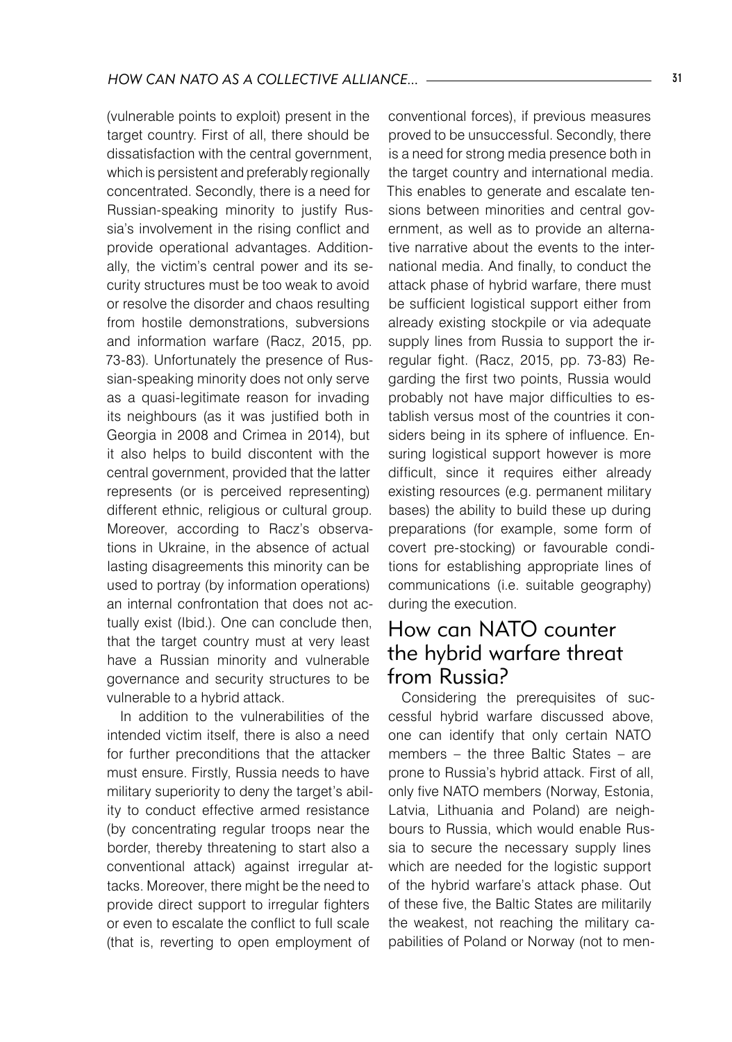(vulnerable points to exploit) present in the target country. First of all, there should be dissatisfaction with the central government, which is persistent and preferably regionally concentrated. Secondly, there is a need for Russian-speaking minority to justify Russia's involvement in the rising conflict and provide operational advantages. Additionally, the victim's central power and its security structures must be too weak to avoid or resolve the disorder and chaos resulting from hostile demonstrations, subversions and information warfare (Racz, 2015, pp. 73-83). Unfortunately the presence of Russian-speaking minority does not only serve as a quasi-legitimate reason for invading its neighbours (as it was justified both in Georgia in 2008 and Crimea in 2014), but it also helps to build discontent with the central government, provided that the latter represents (or is perceived representing) different ethnic, religious or cultural group. Moreover, according to Racz's observations in Ukraine, in the absence of actual lasting disagreements this minority can be used to portray (by information operations) an internal confrontation that does not actually exist (Ibid.). One can conclude then, that the target country must at very least have a Russian minority and vulnerable governance and security structures to be vulnerable to a hybrid attack.

In addition to the vulnerabilities of the intended victim itself, there is also a need for further preconditions that the attacker must ensure. Firstly, Russia needs to have military superiority to deny the target's ability to conduct effective armed resistance (by concentrating regular troops near the border, thereby threatening to start also a conventional attack) against irregular attacks. Moreover, there might be the need to provide direct support to irregular fighters or even to escalate the conflict to full scale (that is, reverting to open employment of conventional forces), if previous measures proved to be unsuccessful. Secondly, there is a need for strong media presence both in the target country and international media. This enables to generate and escalate tensions between minorities and central government, as well as to provide an alternative narrative about the events to the international media. And finally, to conduct the attack phase of hybrid warfare, there must be sufficient logistical support either from already existing stockpile or via adequate supply lines from Russia to support the irregular fight. (Racz, 2015, pp. 73-83) Regarding the first two points, Russia would probably not have major difficulties to establish versus most of the countries it considers being in its sphere of influence. Ensuring logistical support however is more difficult, since it requires either already existing resources (e.g. permanent military bases) the ability to build these up during preparations (for example, some form of covert pre-stocking) or favourable conditions for establishing appropriate lines of communications (i.e. suitable geography) during the execution.

## How can NATO counter the hybrid warfare threat from Russia?

Considering the prerequisites of successful hybrid warfare discussed above, one can identify that only certain NATO members – the three Baltic States – are prone to Russia's hybrid attack. First of all, only five NATO members (Norway, Estonia, Latvia, Lithuania and Poland) are neighbours to Russia, which would enable Russia to secure the necessary supply lines which are needed for the logistic support of the hybrid warfare's attack phase. Out of these five, the Baltic States are militarily the weakest, not reaching the military capabilities of Poland or Norway (not to men-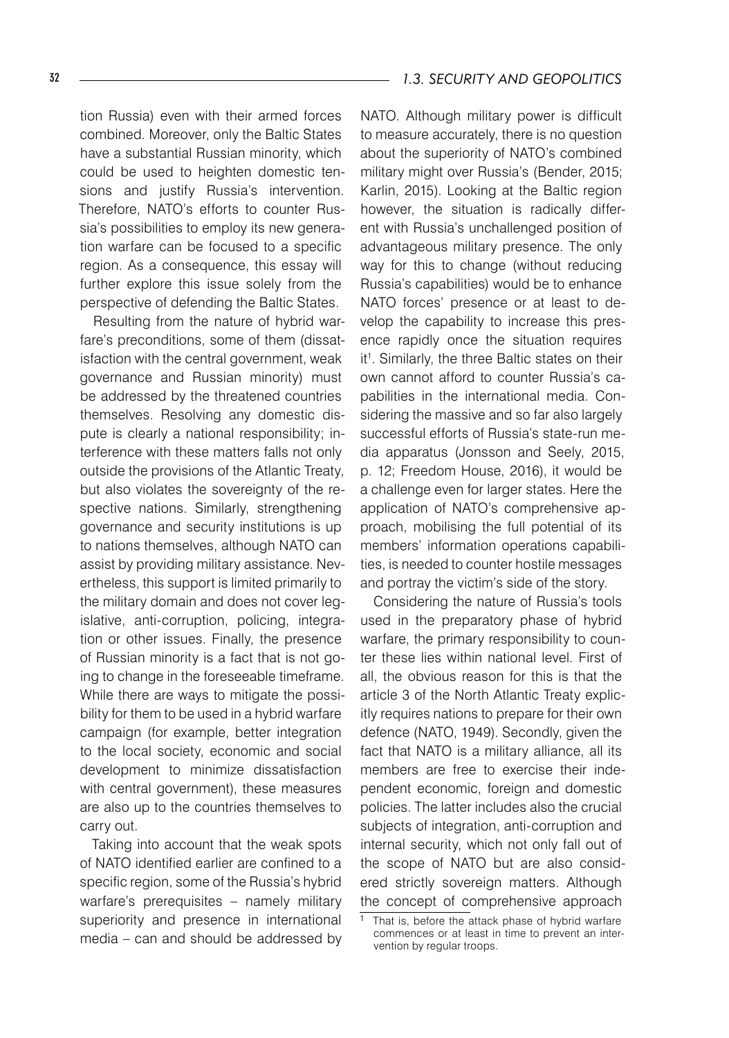tion Russia) even with their armed forces combined. Moreover, only the Baltic States have a substantial Russian minority, which could be used to heighten domestic tensions and justify Russia's intervention. Therefore, NATO's efforts to counter Russia's possibilities to employ its new generation warfare can be focused to a specific region. As a consequence, this essay will further explore this issue solely from the perspective of defending the Baltic States.

Resulting from the nature of hybrid warfare's preconditions, some of them (dissatisfaction with the central government, weak governance and Russian minority) must be addressed by the threatened countries themselves. Resolving any domestic dispute is clearly a national responsibility; interference with these matters falls not only outside the provisions of the Atlantic Treaty, but also violates the sovereignty of the respective nations. Similarly, strengthening governance and security institutions is up to nations themselves, although NATO can assist by providing military assistance. Nevertheless, this support is limited primarily to the military domain and does not cover legislative, anti-corruption, policing, integration or other issues. Finally, the presence of Russian minority is a fact that is not going to change in the foreseeable timeframe. While there are ways to mitigate the possibility for them to be used in a hybrid warfare campaign (for example, better integration to the local society, economic and social development to minimize dissatisfaction with central government), these measures are also up to the countries themselves to carry out.

Taking into account that the weak spots of NATO identified earlier are confined to a specific region, some of the Russia's hybrid warfare's prerequisites – namely military superiority and presence in international media – can and should be addressed by NATO. Although military power is difficult to measure accurately, there is no question about the superiority of NATO's combined military might over Russia's (Bender, 2015; Karlin, 2015). Looking at the Baltic region however, the situation is radically different with Russia's unchallenged position of advantageous military presence. The only way for this to change (without reducing Russia's capabilities) would be to enhance NATO forces' presence or at least to develop the capability to increase this presence rapidly once the situation requires it[1]. Similarly, the three Baltic states on their own cannot afford to counter Russia's capabilities in the international media. Considering the massive and so far also largely successful efforts of Russia's state-run media apparatus (Jonsson and Seely, 2015, p. 12; Freedom House, 2016), it would be a challenge even for larger states. Here the application of NATO's comprehensive approach, mobilising the full potential of its members' information operations capabilities, is needed to counter hostile messages and portray the victim's side of the story.

Considering the nature of Russia's tools used in the preparatory phase of hybrid warfare, the primary responsibility to counter these lies within national level. First of all, the obvious reason for this is that the article 3 of the North Atlantic Treaty explicitly requires nations to prepare for their own defence (NATO, 1949). Secondly, given the fact that NATO is a military alliance, all its members are free to exercise their independent economic, foreign and domestic policies. The latter includes also the crucial subjects of integration, anti-corruption and internal security, which not only fall out of the scope of NATO but are also considered strictly sovereign matters. Although the concept of comprehensive approach

[1] That is, before the attack phase of hybrid warfare commences or at least in time to prevent an intervention by regular troops.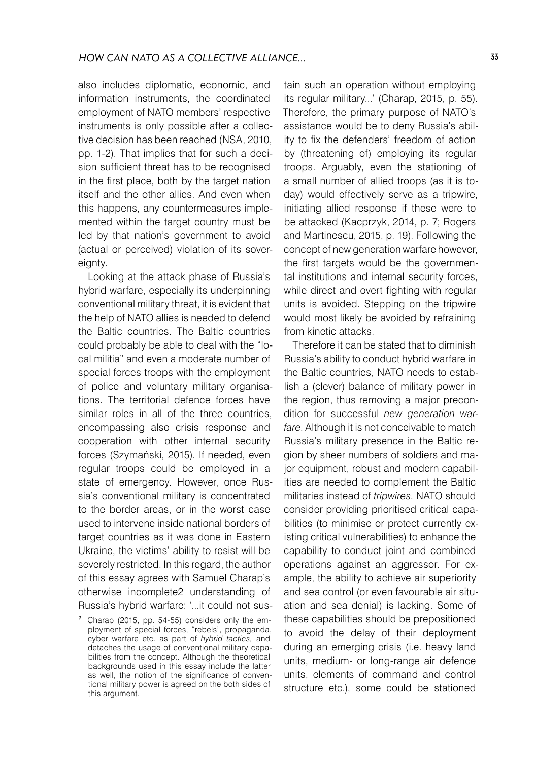also includes diplomatic, economic, and information instruments, the coordinated employment of NATO members' respective instruments is only possible after a collective decision has been reached (NSA, 2010, pp. 1-2). That implies that for such a decision sufficient threat has to be recognised in the first place, both by the target nation itself and the other allies. And even when this happens, any countermeasures implemented within the target country must be led by that nation's government to avoid (actual or perceived) violation of its sovereignty.

Looking at the attack phase of Russia's hybrid warfare, especially its underpinning conventional military threat, it is evident that the help of NATO allies is needed to defend the Baltic countries. The Baltic countries could probably be able to deal with the "local militia" and even a moderate number of special forces troops with the employment of police and voluntary military organisations. The territorial defence forces have similar roles in all of the three countries, encompassing also crisis response and cooperation with other internal security forces (Szymański, 2015). If needed, even regular troops could be employed in a state of emergency. However, once Russia's conventional military is concentrated to the border areas, or in the worst case used to intervene inside national borders of target countries as it was done in Eastern Ukraine, the victims' ability to resist will be severely restricted. In this regard, the author of this essay agrees with Samuel Charap's otherwise incomplete[2] understanding of Russia's hybrid warfare: '...it could not sustain such an operation without employing its regular military...' (Charap, 2015, p. 55). Therefore, the primary purpose of NATO's assistance would be to deny Russia's ability to fix the defenders' freedom of action by (threatening of) employing its regular troops. Arguably, even the stationing of a small number of allied troops (as it is today) would effectively serve as a tripwire, initiating allied response if these were to be attacked (Kacprzyk, 2014, p. 7; Rogers and Martinescu, 2015, p. 19). Following the concept of new generation warfare however, the first targets would be the governmental institutions and internal security forces, while direct and overt fighting with regular units is avoided. Stepping on the tripwire would most likely be avoided by refraining from kinetic attacks.

Therefore it can be stated that to diminish Russia's ability to conduct hybrid warfare in the Baltic countries, NATO needs to establish a (clever) balance of military power in the region, thus removing a major precondition for successful *new generation warfare*. Although it is not conceivable to match Russia's military presence in the Baltic region by sheer numbers of soldiers and major equipment, robust and modern capabilities are needed to complement the Baltic militaries instead of *tripwires*. NATO should consider providing prioritised critical capabilities (to minimise or protect currently existing critical vulnerabilities) to enhance the capability to conduct joint and combined operations against an aggressor. For example, the ability to achieve air superiority and sea control (or even favourable air situation and sea denial) is lacking. Some of these capabilities should be prepositioned to avoid the delay of their deployment during an emerging crisis (i.e. heavy land units, medium- or long-range air defence units, elements of command and control structure etc.), some could be stationed

[2] Charap (2015, pp. 54-55) considers only the employment of special forces, "rebels", propaganda, cyber warfare etc. as part of *hybrid tactics,* and detaches the usage of conventional military capabilities from the concept. Although the theoretical backgrounds used in this essay include the latter as well, the notion of the significance of conventional military power is agreed on the both sides of this argument.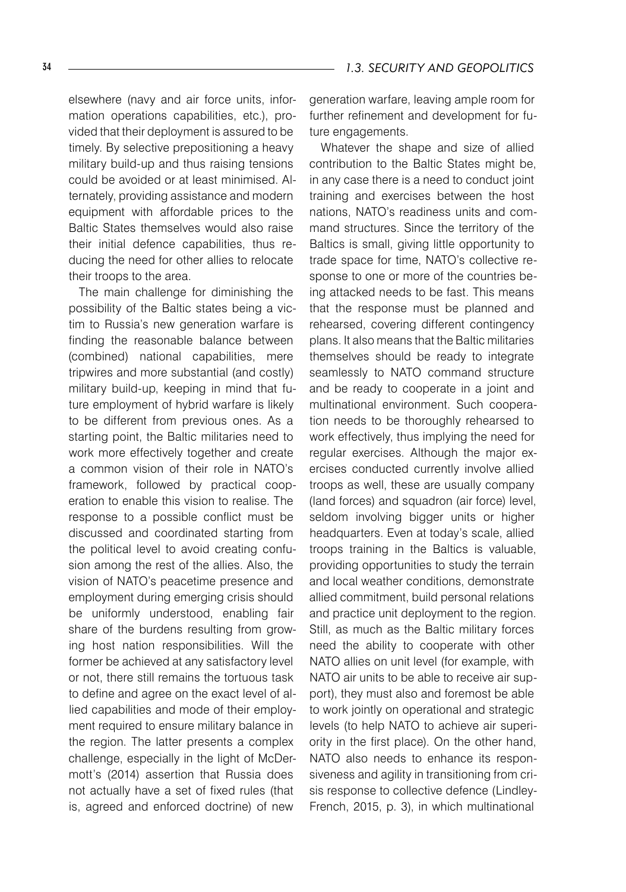elsewhere (navy and air force units, information operations capabilities, etc.), provided that their deployment is assured to be timely. By selective prepositioning a heavy military build-up and thus raising tensions could be avoided or at least minimised. Alternately, providing assistance and modern equipment with affordable prices to the Baltic States themselves would also raise their initial defence capabilities, thus reducing the need for other allies to relocate their troops to the area.

The main challenge for diminishing the possibility of the Baltic states being a victim to Russia's new generation warfare is finding the reasonable balance between (combined) national capabilities, mere tripwires and more substantial (and costly) military build-up, keeping in mind that future employment of hybrid warfare is likely to be different from previous ones. As a starting point, the Baltic militaries need to work more effectively together and create a common vision of their role in NATO's framework, followed by practical cooperation to enable this vision to realise. The response to a possible conflict must be discussed and coordinated starting from the political level to avoid creating confusion among the rest of the allies. Also, the vision of NATO's peacetime presence and employment during emerging crisis should be uniformly understood, enabling fair share of the burdens resulting from growing host nation responsibilities. Will the former be achieved at any satisfactory level or not, there still remains the tortuous task to define and agree on the exact level of allied capabilities and mode of their employment required to ensure military balance in the region. The latter presents a complex challenge, especially in the light of McDermott's (2014) assertion that Russia does not actually have a set of fixed rules (that is, agreed and enforced doctrine) of new generation warfare, leaving ample room for further refinement and development for future engagements.

Whatever the shape and size of allied contribution to the Baltic States might be, in any case there is a need to conduct joint training and exercises between the host nations, NATO's readiness units and command structures. Since the territory of the Baltics is small, giving little opportunity to trade space for time, NATO's collective response to one or more of the countries being attacked needs to be fast. This means that the response must be planned and rehearsed, covering different contingency plans. It also means that the Baltic militaries themselves should be ready to integrate seamlessly to NATO command structure and be ready to cooperate in a joint and multinational environment. Such cooperation needs to be thoroughly rehearsed to work effectively, thus implying the need for regular exercises. Although the major exercises conducted currently involve allied troops as well, these are usually company (land forces) and squadron (air force) level, seldom involving bigger units or higher headquarters. Even at today's scale, allied troops training in the Baltics is valuable, providing opportunities to study the terrain and local weather conditions, demonstrate allied commitment, build personal relations and practice unit deployment to the region. Still, as much as the Baltic military forces need the ability to cooperate with other NATO allies on unit level (for example, with NATO air units to be able to receive air support), they must also and foremost be able to work jointly on operational and strategic levels (to help NATO to achieve air superiority in the first place). On the other hand, NATO also needs to enhance its responsiveness and agility in transitioning from crisis response to collective defence (Lindley-French, 2015, p. 3), in which multinational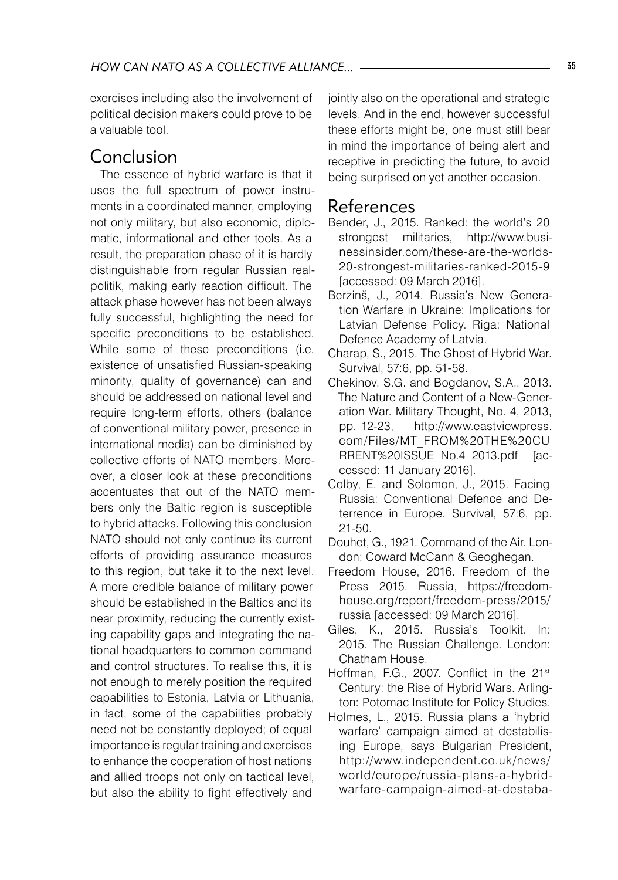exercises including also the involvement of political decision makers could prove to be a valuable tool.

## Conclusion

The essence of hybrid warfare is that it uses the full spectrum of power instruments in a coordinated manner, employing not only military, but also economic, diplomatic, informational and other tools. As a result, the preparation phase of it is hardly distinguishable from regular Russian realpolitik, making early reaction difficult. The attack phase however has not been always fully successful, highlighting the need for specific preconditions to be established. While some of these preconditions (i.e. existence of unsatisfied Russian-speaking minority, quality of governance) can and should be addressed on national level and require long-term efforts, others (balance of conventional military power, presence in international media) can be diminished by collective efforts of NATO members. Moreover, a closer look at these preconditions accentuates that out of the NATO members only the Baltic region is susceptible to hybrid attacks. Following this conclusion NATO should not only continue its current efforts of providing assurance measures to this region, but take it to the next level. A more credible balance of military power should be established in the Baltics and its near proximity, reducing the currently existing capability gaps and integrating the national headquarters to common command and control structures. To realise this, it is not enough to merely position the required capabilities to Estonia, Latvia or Lithuania, in fact, some of the capabilities probably need not be constantly deployed; of equal importance is regular training and exercises to enhance the cooperation of host nations and allied troops not only on tactical level, but also the ability to fight effectively and jointly also on the operational and strategic levels. And in the end, however successful these efforts might be, one must still bear in mind the importance of being alert and receptive in predicting the future, to avoid being surprised on yet another occasion.

## References

Bender, J., 2015. Ranked: the world's 20 strongest militaries, http://www.businessinsider.com/these-are-the-worlds-20-strongest-militaries-ranked-2015-9 [accessed: 09 March 2016].

Berzinš, J., 2014. Russia's New Generation Warfare in Ukraine: Implications for Latvian Defense Policy. Riga: National Defence Academy of Latvia.

Charap, S., 2015. The Ghost of Hybrid War. Survival, 57:6, pp. 51-58.

Chekinov, S.G. and Bogdanov, S.A., 2013. The Nature and Content of a New-Generation War. Military Thought, No. 4, 2013, pp. 12-23, http://www.eastviewpress.com/Files/MT_FROM%20THE%20CURRENT%20ISSUE_No.4_2013.pdf [accessed: 11 January 2016].

Colby, E. and Solomon, J., 2015. Facing Russia: Conventional Defence and Deterrence in Europe. Survival, 57:6, pp. 21-50.

Douhet, G., 1921. Command of the Air. London: Coward McCann & Geoghegan.

Freedom House, 2016. Freedom of the Press 2015. Russia, https://freedomhouse.org/report/freedom-press/2015/russia [accessed: 09 March 2016].

Giles, K., 2015. Russia's Toolkit. In: 2015. The Russian Challenge. London: Chatham House.

Hoffman, F.G., 2007. Conflict in the 21st Century: the Rise of Hybrid Wars. Arlington: Potomac Institute for Policy Studies.

Holmes, L., 2015. Russia plans a 'hybrid warfare' campaign aimed at destabilising Europe, says Bulgarian President, http://www.independent.co.uk/news/world/europe/russia-plans-a-hybrid-warfare-campaign-aimed-at-destaba-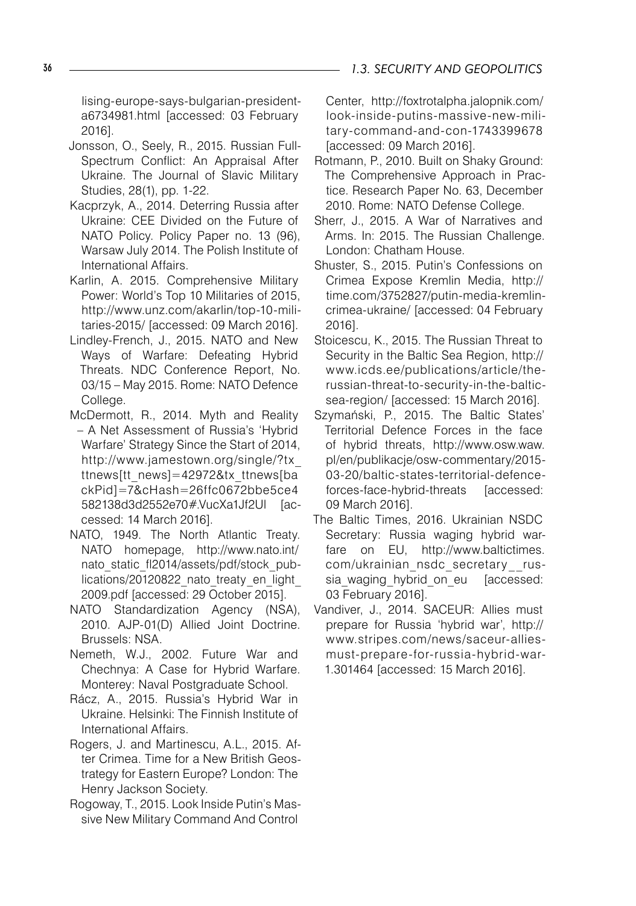lising-europe-says-bulgarian-president-a6734981.html [accessed: 03 February 2016].

Jonsson, O., Seely, R., 2015. Russian Full-Spectrum Conflict: An Appraisal After Ukraine. The Journal of Slavic Military Studies, 28(1), pp. 1-22.

Kacprzyk, A., 2014. Deterring Russia after Ukraine: CEE Divided on the Future of NATO Policy. Policy Paper no. 13 (96), Warsaw July 2014. The Polish Institute of International Affairs.

Karlin, A. 2015. Comprehensive Military Power: World's Top 10 Militaries of 2015, http://www.unz.com/akarlin/top-10-militaries-2015/ [accessed: 09 March 2016].

Lindley-French, J., 2015. NATO and New Ways of Warfare: Defeating Hybrid Threats. NDC Conference Report, No. 03/15 – May 2015. Rome: NATO Defence College.

McDermott, R., 2014. Myth and Reality – A Net Assessment of Russia's 'Hybrid Warfare' Strategy Since the Start of 2014, http://www.jamestown.org/single/?tx_ttnews[tt_news]=42972&tx_ttnews[backPid]=7&cHash=26ffc0672bbe5ce4582138d3d2552e70#.VucXa1Jf2Ul [accessed: 14 March 2016].

NATO, 1949. The North Atlantic Treaty. NATO homepage, http://www.nato.int/nato_static_fl2014/assets/pdf/stock_publications/20120822_nato_treaty_en_light_2009.pdf [accessed: 29 October 2015].

NATO Standardization Agency (NSA), 2010. AJP-01(D) Allied Joint Doctrine. Brussels: NSA.

Nemeth, W.J., 2002. Future War and Chechnya: A Case for Hybrid Warfare. Monterey: Naval Postgraduate School.

Rácz, A., 2015. Russia's Hybrid War in Ukraine. Helsinki: The Finnish Institute of International Affairs.

Rogers, J. and Martinescu, A.L., 2015. After Crimea. Time for a New British Geostrategy for Eastern Europe? London: The Henry Jackson Society.

Rogoway, T., 2015. Look Inside Putin's Massive New Military Command And Control Center, http://foxtrotalpha.jalopnik.com/look-inside-putins-massive-new-military-command-and-con-1743399678 [accessed: 09 March 2016].

Rotmann, P., 2010. Built on Shaky Ground: The Comprehensive Approach in Practice. Research Paper No. 63, December 2010. Rome: NATO Defense College.

Sherr, J., 2015. A War of Narratives and Arms. In: 2015. The Russian Challenge. London: Chatham House.

Shuster, S., 2015. Putin's Confessions on Crimea Expose Kremlin Media, http://time.com/3752827/putin-media-kremlin-crimea-ukraine/ [accessed: 04 February 2016].

Stoicescu, K., 2015. The Russian Threat to Security in the Baltic Sea Region, http://www.icds.ee/publications/article/the-russian-threat-to-security-in-the-baltic-sea-region/ [accessed: 15 March 2016].

Szymański, P., 2015. The Baltic States' Territorial Defence Forces in the face of hybrid threats, http://www.osw.waw.pl/en/publikacje/osw-commentary/2015-03-20/baltic-states-territorial-defence-forces-face-hybrid-threats [accessed: 09 March 2016].

The Baltic Times, 2016. Ukrainian NSDC Secretary: Russia waging hybrid warfare on EU, http://www.baltictimes.com/ukrainian_nsdc_secretary__russia_waging_hybrid_on_eu [accessed: 03 February 2016].

Vandiver, J., 2014. SACEUR: Allies must prepare for Russia 'hybrid war', http://www.stripes.com/news/saceur-allies-must-prepare-for-russia-hybrid-war-1.301464 [accessed: 15 March 2016].